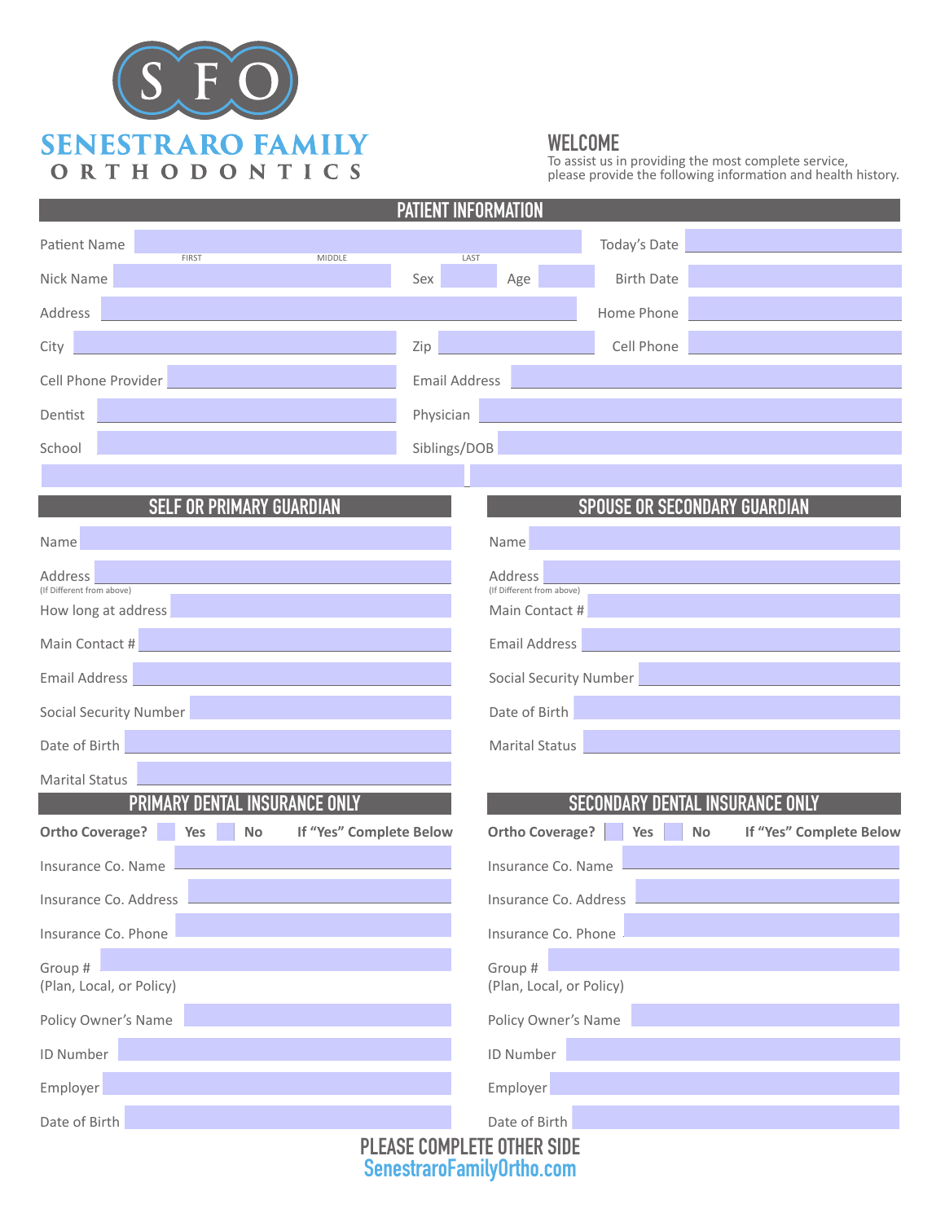SFO

SENESTRARO FAMILY
ORTHODONTICS

## WELCOME

To assist us in providing the most complete service, please provide the following information and health history.

## PATIENT INFORMATION

Patient Name ______ (FIRST / MIDDLE / LAST)

Today's Date ______

Nick Name ______ Sex ______ Age ______

Birth Date ______

Address ______

Home Phone ______

City ______ Zip ______

Cell Phone ______

Cell Phone Provider ______ Email Address ______

Dentist ______ Physician ______

School ______ Siblings/DOB ______

## SELF OR PRIMARY GUARDIAN

Name ______

Address ______
(If Different from above)

How long at address ______

Main Contact # ______

Email Address ______

Social Security Number ______

Date of Birth ______

Marital Status ______

## SPOUSE OR SECONDARY GUARDIAN

Name ______

Address ______
(If Different from above)

Main Contact # ______

Email Address ______

Social Security Number ______

Date of Birth ______

Marital Status ______

## PRIMARY DENTAL INSURANCE ONLY

**Ortho Coverage?** ☐ **Yes** ☐ **No** **If "Yes" Complete Below**

Insurance Co. Name ______

Insurance Co. Address ______

Insurance Co. Phone ______

Group #
(Plan, Local, or Policy) ______

Policy Owner's Name ______

ID Number ______

Employer ______

Date of Birth ______

## SECONDARY DENTAL INSURANCE ONLY

**Ortho Coverage?** ☐ **Yes** ☐ **No** **If "Yes" Complete Below**

Insurance Co. Name ______

Insurance Co. Address ______

Insurance Co. Phone ______

Group #
(Plan, Local, or Policy) ______

Policy Owner's Name ______

ID Number ______

Employer ______

Date of Birth ______

**PLEASE COMPLETE OTHER SIDE**

SenestraroFamilyOrtho.com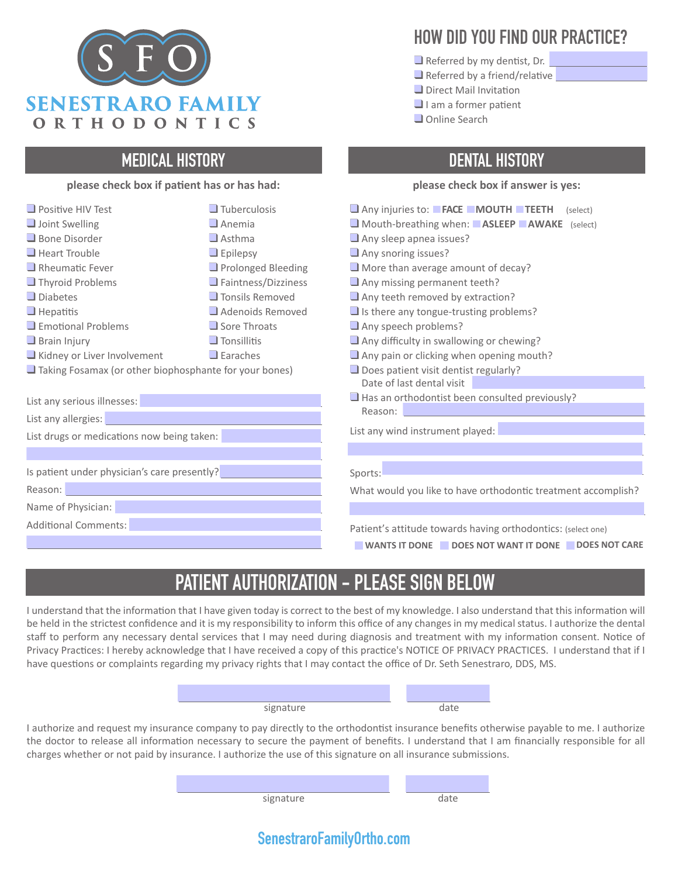# SENESTRARO FAMILY ORTHODONTICS

## HOW DID YOU FIND OUR PRACTICE?

- ☐ Referred by my dentist, Dr. ________
- ☐ Referred by a friend/relative ________
- ☐ Direct Mail Invitation
- ☐ I am a former patient
- ☐ Online Search

## MEDICAL HISTORY

**please check box if patient has or has had:**

- ☐ Positive HIV Test
- ☐ Joint Swelling
- ☐ Bone Disorder
- ☐ Heart Trouble
- ☐ Rheumatic Fever
- ☐ Thyroid Problems
- ☐ Diabetes
- ☐ Hepatitis
- ☐ Emotional Problems
- ☐ Brain Injury
- ☐ Kidney or Liver Involvement
- ☐ Tuberculosis
- ☐ Anemia
- ☐ Asthma
- ☐ Epilepsy
- ☐ Prolonged Bleeding
- ☐ Faintness/Dizziness
- ☐ Tonsils Removed
- ☐ Adenoids Removed
- ☐ Sore Throats
- ☐ Tonsillitis
- ☐ Earaches
- ☐ Taking Fosamax (or other biophosphante for your bones)

List any serious illnesses: ________

List any allergies: ________

List drugs or medications now being taken: ________

________

Is patient under physician's care presently? ________

Reason: ________

Name of Physician: ________

Additional Comments: ________

________

## DENTAL HISTORY

**please check box if answer is yes:**

- ☐ Any injuries to: ☐ **FACE** ☐ **MOUTH** ☐ **TEETH** (select)
- ☐ Mouth-breathing when: ☐ **ASLEEP** ☐ **AWAKE** (select)
- ☐ Any sleep apnea issues?
- ☐ Any snoring issues?
- ☐ More than average amount of decay?
- ☐ Any missing permanent teeth?
- ☐ Any teeth removed by extraction?
- ☐ Is there any tongue-trusting problems?
- ☐ Any speech problems?
- ☐ Any difficulty in swallowing or chewing?
- ☐ Any pain or clicking when opening mouth?
- ☐ Does patient visit dentist regularly?
  Date of last dental visit ________
- ☐ Has an orthodontist been consulted previously?
  Reason: ________

List any wind instrument played: ________

________

Sports: ________

What would you like to have orthodontic treatment accomplish?

________

Patient's attitude towards having orthodontics: (select one)

☐ **WANTS IT DONE** ☐ **DOES NOT WANT IT DONE** ☐ **DOES NOT CARE**

## PATIENT AUTHORIZATION - PLEASE SIGN BELOW

I understand that the information that I have given today is correct to the best of my knowledge. I also understand that this information will be held in the strictest confidence and it is my responsibility to inform this office of any changes in my medical status. I authorize the dental staff to perform any necessary dental services that I may need during diagnosis and treatment with my information consent. Notice of Privacy Practices: I hereby acknowledge that I have received a copy of this practice's NOTICE OF PRIVACY PRACTICES. I understand that if I have questions or complaints regarding my privacy rights that I may contact the office of Dr. Seth Senestraro, DDS, MS.

________ signature ________ date

I authorize and request my insurance company to pay directly to the orthodontist insurance benefits otherwise payable to me. I authorize the doctor to release all information necessary to secure the payment of benefits. I understand that I am financially responsible for all charges whether or not paid by insurance. I authorize the use of this signature on all insurance submissions.

________ signature ________ date

SenestraroFamilyOrtho.com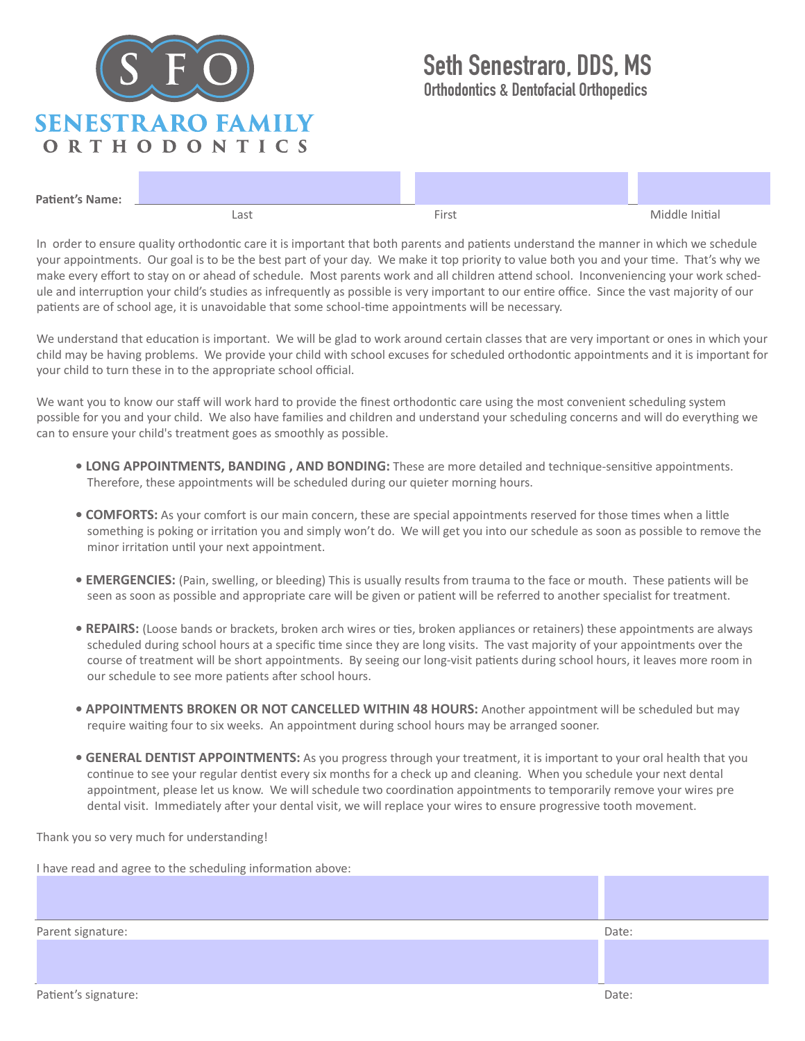SFO

SENESTRARO FAMILY ORTHODONTICS

**Seth Senestraro, DDS, MS**
**Orthodontics & Dentofacial Orthopedics**

**Patient's Name:** ____________________ ____________________ ____________________

Last First Middle Initial

In order to ensure quality orthodontic care it is important that both parents and patients understand the manner in which we schedule your appointments. Our goal is to be the best part of your day. We make it top priority to value both you and your time. That's why we make every effort to stay on or ahead of schedule. Most parents work and all children attend school. Inconveniencing your work schedule and interruption your child's studies as infrequently as possible is very important to our entire office. Since the vast majority of our patients are of school age, it is unavoidable that some school-time appointments will be necessary.

We understand that education is important. We will be glad to work around certain classes that are very important or ones in which your child may be having problems. We provide your child with school excuses for scheduled orthodontic appointments and it is important for your child to turn these in to the appropriate school official.

We want you to know our staff will work hard to provide the finest orthodontic care using the most convenient scheduling system possible for you and your child. We also have families and children and understand your scheduling concerns and will do everything we can to ensure your child's treatment goes as smoothly as possible.

- **LONG APPOINTMENTS, BANDING , AND BONDING:** These are more detailed and technique-sensitive appointments. Therefore, these appointments will be scheduled during our quieter morning hours.
- **COMFORTS:** As your comfort is our main concern, these are special appointments reserved for those times when a little something is poking or irritation you and simply won't do. We will get you into our schedule as soon as possible to remove the minor irritation until your next appointment.
- **EMERGENCIES:** (Pain, swelling, or bleeding) This is usually results from trauma to the face or mouth. These patients will be seen as soon as possible and appropriate care will be given or patient will be referred to another specialist for treatment.
- **REPAIRS:** (Loose bands or brackets, broken arch wires or ties, broken appliances or retainers) these appointments are always scheduled during school hours at a specific time since they are long visits. The vast majority of your appointments over the course of treatment will be short appointments. By seeing our long-visit patients during school hours, it leaves more room in our schedule to see more patients after school hours.
- **APPOINTMENTS BROKEN OR NOT CANCELLED WITHIN 48 HOURS:** Another appointment will be scheduled but may require waiting four to six weeks. An appointment during school hours may be arranged sooner.
- **GENERAL DENTIST APPOINTMENTS:** As you progress through your treatment, it is important to your oral health that you continue to see your regular dentist every six months for a check up and cleaning. When you schedule your next dental appointment, please let us know. We will schedule two coordination appointments to temporarily remove your wires pre dental visit. Immediately after your dental visit, we will replace your wires to ensure progressive tooth movement.

Thank you so very much for understanding!

I have read and agree to the scheduling information above:

Parent signature: ____________________ Date: __________

Patient's signature: ____________________ Date: __________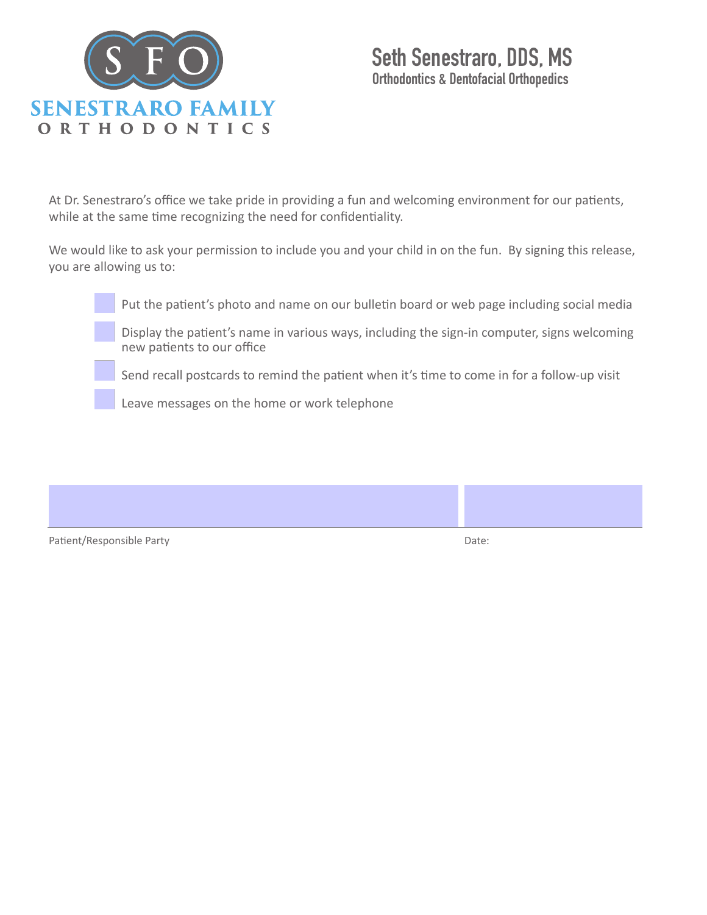SFO

SENESTRARO FAMILY
ORTHODONTICS

**Seth Senestraro, DDS, MS**
**Orthodontics & Dentofacial Orthopedics**

At Dr. Senestraro's office we take pride in providing a fun and welcoming environment for our patients, while at the same time recognizing the need for confidentiality.

We would like to ask your permission to include you and your child in on the fun. By signing this release, you are allowing us to:

- [ ] Put the patient's photo and name on our bulletin board or web page including social media
- [ ] Display the patient's name in various ways, including the sign-in computer, signs welcoming new patients to our office
- [ ] Send recall postcards to remind the patient when it's time to come in for a follow-up visit
- [ ] Leave messages on the home or work telephone

Patient/Responsible Party: ______________________ Date: __________